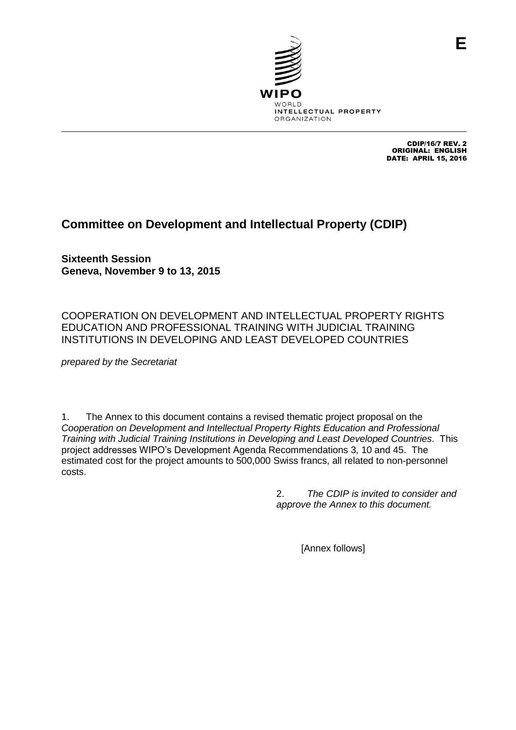E

WIPO
WORLD
INTELLECTUAL PROPERTY
ORGANIZATION

CDIP/16/7 REV. 2
ORIGINAL: ENGLISH
DATE: APRIL 15, 2016

# Committee on Development and Intellectual Property (CDIP)

**Sixteenth Session**
**Geneva, November 9 to 13, 2015**

## COOPERATION ON DEVELOPMENT AND INTELLECTUAL PROPERTY RIGHTS EDUCATION AND PROFESSIONAL TRAINING WITH JUDICIAL TRAINING INSTITUTIONS IN DEVELOPING AND LEAST DEVELOPED COUNTRIES

*prepared by the Secretariat*

1. The Annex to this document contains a revised thematic project proposal on the *Cooperation on Development and Intellectual Property Rights Education and Professional Training with Judicial Training Institutions in Developing and Least Developed Countries*. This project addresses WIPO's Development Agenda Recommendations 3, 10 and 45. The estimated cost for the project amounts to 500,000 Swiss francs, all related to non-personnel costs.

2. *The CDIP is invited to consider and approve the Annex to this document.*

[Annex follows]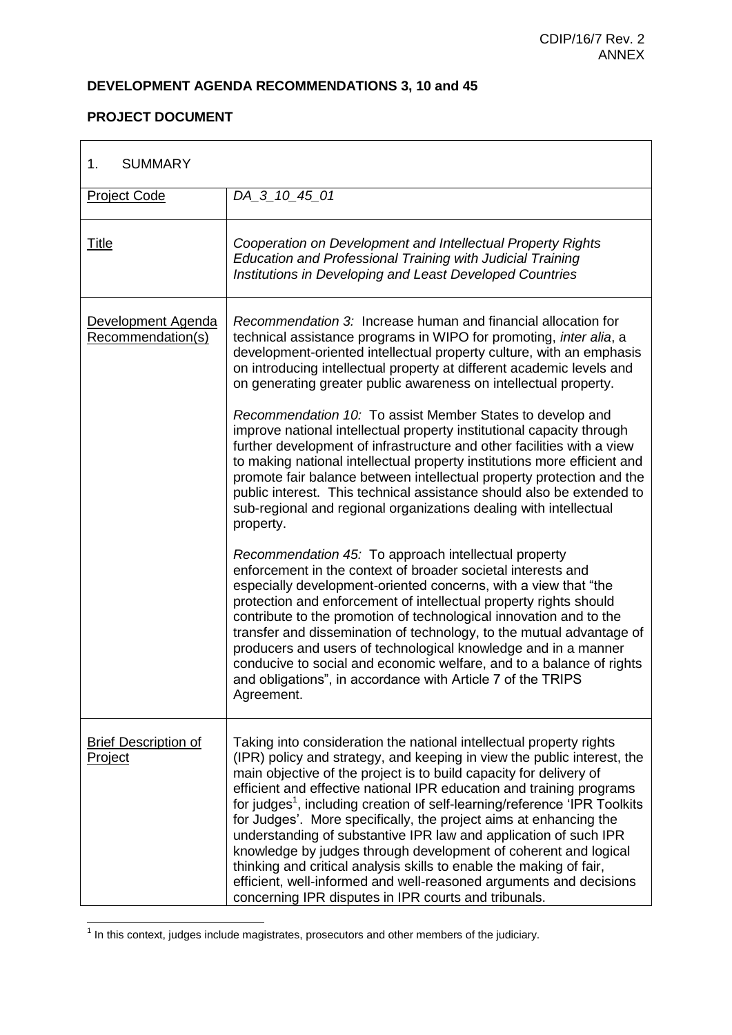**DEVELOPMENT AGENDA RECOMMENDATIONS 3, 10 and 45**

**PROJECT DOCUMENT**

| 1. SUMMARY | |
|---|---|
| Project Code | *DA_3_10_45_01* |
| Title | *Cooperation on Development and Intellectual Property Rights Education and Professional Training with Judicial Training Institutions in Developing and Least Developed Countries* |
| Development Agenda Recommendation(s) | *Recommendation 3:* Increase human and financial allocation for technical assistance programs in WIPO for promoting, *inter alia*, a development-oriented intellectual property culture, with an emphasis on introducing intellectual property at different academic levels and on generating greater public awareness on intellectual property.<br><br>*Recommendation 10:* To assist Member States to develop and improve national intellectual property institutional capacity through further development of infrastructure and other facilities with a view to making national intellectual property institutions more efficient and promote fair balance between intellectual property protection and the public interest. This technical assistance should also be extended to sub-regional and regional organizations dealing with intellectual property.<br><br>*Recommendation 45:* To approach intellectual property enforcement in the context of broader societal interests and especially development-oriented concerns, with a view that "the protection and enforcement of intellectual property rights should contribute to the promotion of technological innovation and to the transfer and dissemination of technology, to the mutual advantage of producers and users of technological knowledge and in a manner conducive to social and economic welfare, and to a balance of rights and obligations", in accordance with Article 7 of the TRIPS Agreement. |
| Brief Description of Project | Taking into consideration the national intellectual property rights (IPR) policy and strategy, and keeping in view the public interest, the main objective of the project is to build capacity for delivery of efficient and effective national IPR education and training programs for judges[1], including creation of self-learning/reference 'IPR Toolkits for Judges'. More specifically, the project aims at enhancing the understanding of substantive IPR law and application of such IPR knowledge by judges through development of coherent and logical thinking and critical analysis skills to enable the making of fair, efficient, well-informed and well-reasoned arguments and decisions concerning IPR disputes in IPR courts and tribunals. |

[1] In this context, judges include magistrates, prosecutors and other members of the judiciary.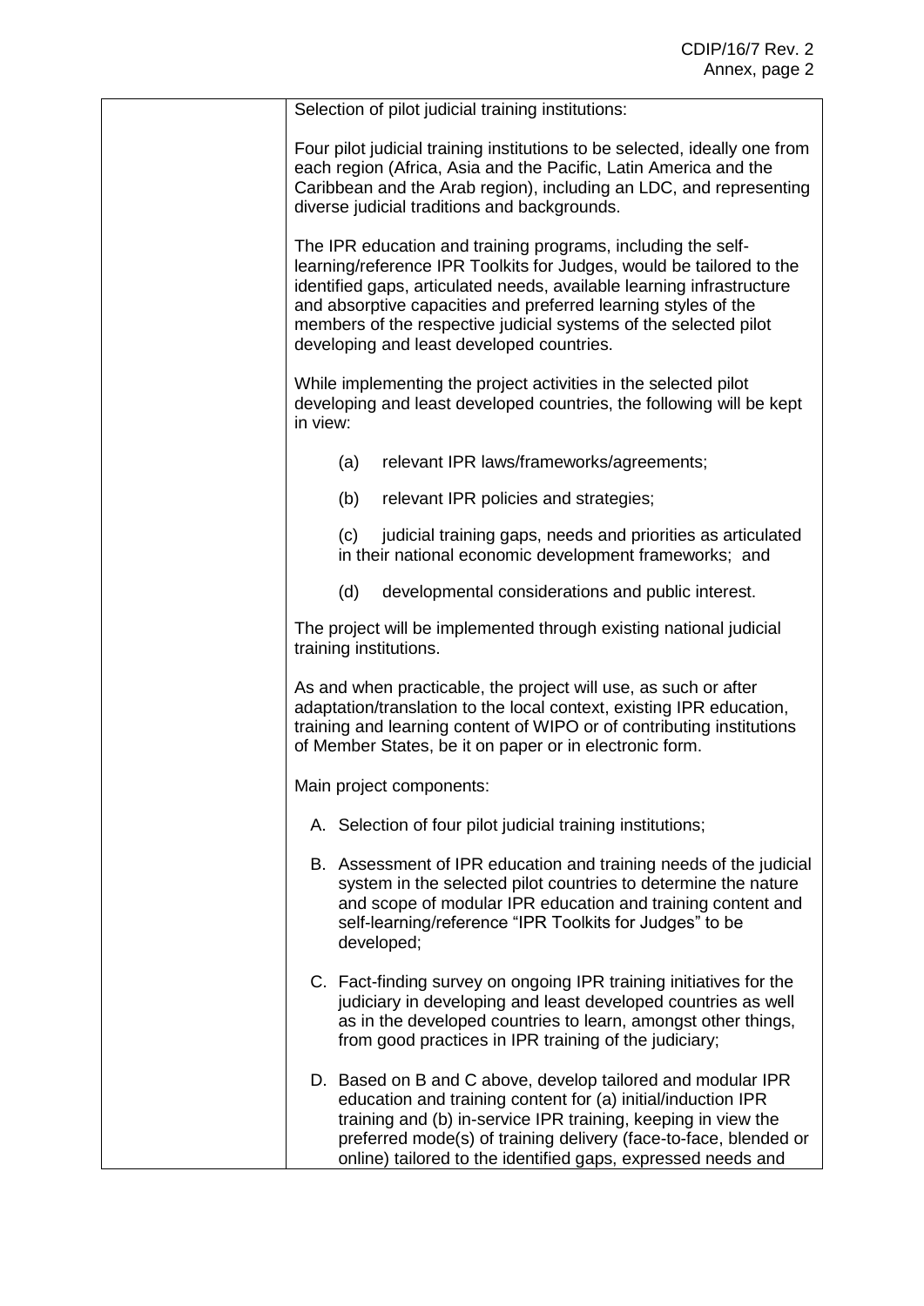| | |
|---|---|
| | Selection of pilot judicial training institutions:<br><br>Four pilot judicial training institutions to be selected, ideally one from each region (Africa, Asia and the Pacific, Latin America and the Caribbean and the Arab region), including an LDC, and representing diverse judicial traditions and backgrounds.<br><br>The IPR education and training programs, including the self-learning/reference IPR Toolkits for Judges, would be tailored to the identified gaps, articulated needs, available learning infrastructure and absorptive capacities and preferred learning styles of the members of the respective judicial systems of the selected pilot developing and least developed countries.<br><br>While implementing the project activities in the selected pilot developing and least developed countries, the following will be kept in view:<br><br>(a) relevant IPR laws/frameworks/agreements;<br><br>(b) relevant IPR policies and strategies;<br><br>(c) judicial training gaps, needs and priorities as articulated in their national economic development frameworks; and<br><br>(d) developmental considerations and public interest.<br><br>The project will be implemented through existing national judicial training institutions.<br><br>As and when practicable, the project will use, as such or after adaptation/translation to the local context, existing IPR education, training and learning content of WIPO or of contributing institutions of Member States, be it on paper or in electronic form.<br><br>Main project components:<br><br>A. Selection of four pilot judicial training institutions;<br><br>B. Assessment of IPR education and training needs of the judicial system in the selected pilot countries to determine the nature and scope of modular IPR education and training content and self-learning/reference "IPR Toolkits for Judges" to be developed;<br><br>C. Fact-finding survey on ongoing IPR training initiatives for the judiciary in developing and least developed countries as well as in the developed countries to learn, amongst other things, from good practices in IPR training of the judiciary;<br><br>D. Based on B and C above, develop tailored and modular IPR education and training content for (a) initial/induction IPR training and (b) in-service IPR training, keeping in view the preferred mode(s) of training delivery (face-to-face, blended or online) tailored to the identified gaps, expressed needs and |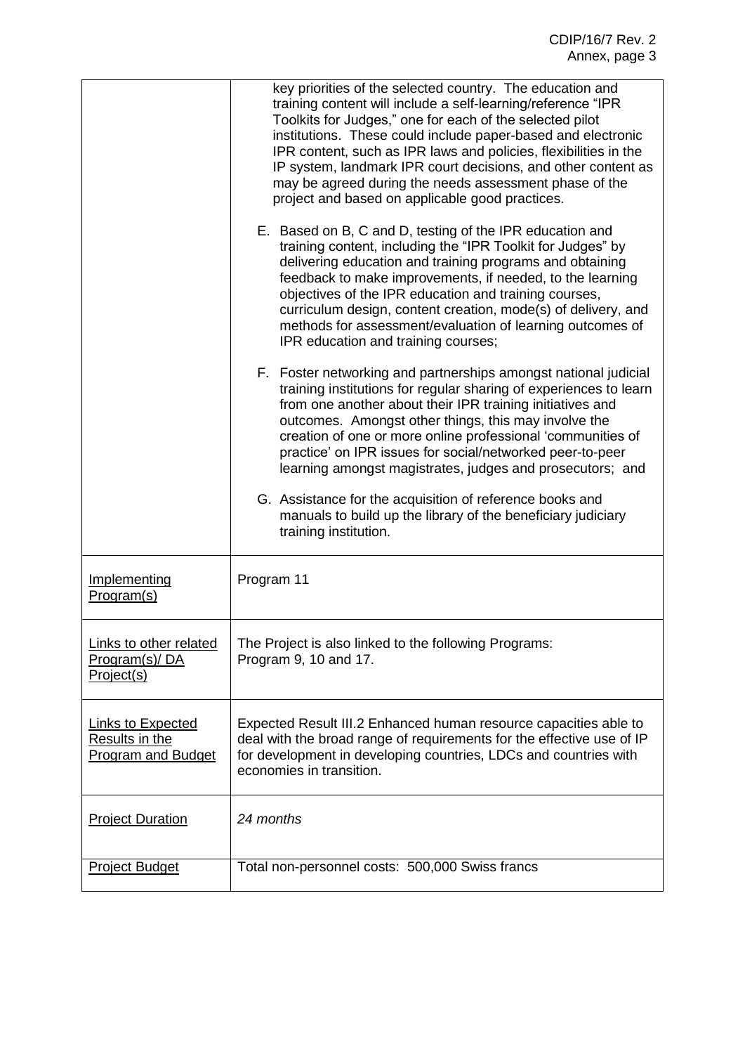| | |
|---|---|
| | key priorities of the selected country. The education and training content will include a self-learning/reference "IPR Toolkits for Judges," one for each of the selected pilot institutions. These could include paper-based and electronic IPR content, such as IPR laws and policies, flexibilities in the IP system, landmark IPR court decisions, and other content as may be agreed during the needs assessment phase of the project and based on applicable good practices.<br><br>E. Based on B, C and D, testing of the IPR education and training content, including the "IPR Toolkit for Judges" by delivering education and training programs and obtaining feedback to make improvements, if needed, to the learning objectives of the IPR education and training courses, curriculum design, content creation, mode(s) of delivery, and methods for assessment/evaluation of learning outcomes of IPR education and training courses;<br><br>F. Foster networking and partnerships amongst national judicial training institutions for regular sharing of experiences to learn from one another about their IPR training initiatives and outcomes. Amongst other things, this may involve the creation of one or more online professional 'communities of practice' on IPR issues for social/networked peer-to-peer learning amongst magistrates, judges and prosecutors; and<br><br>G. Assistance for the acquisition of reference books and manuals to build up the library of the beneficiary judiciary training institution. |
| Implementing Program(s) | Program 11 |
| Links to other related Program(s)/ DA Project(s) | The Project is also linked to the following Programs:<br>Program 9, 10 and 17. |
| Links to Expected Results in the Program and Budget | Expected Result III.2 Enhanced human resource capacities able to deal with the broad range of requirements for the effective use of IP for development in developing countries, LDCs and countries with economies in transition. |
| Project Duration | *24 months* |
| Project Budget | Total non-personnel costs: 500,000 Swiss francs |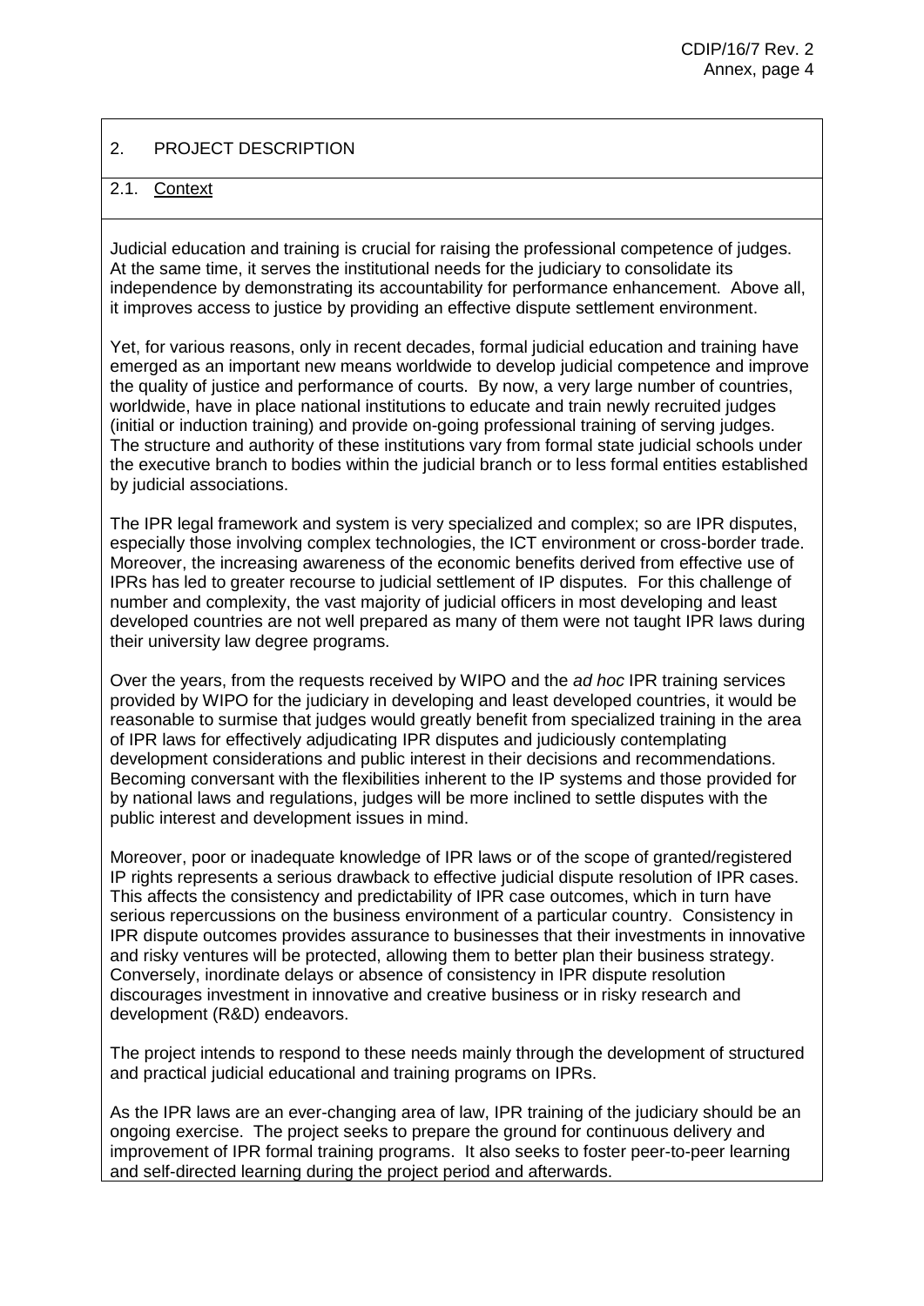## 2. PROJECT DESCRIPTION

### 2.1. Context

Judicial education and training is crucial for raising the professional competence of judges. At the same time, it serves the institutional needs for the judiciary to consolidate its independence by demonstrating its accountability for performance enhancement. Above all, it improves access to justice by providing an effective dispute settlement environment.

Yet, for various reasons, only in recent decades, formal judicial education and training have emerged as an important new means worldwide to develop judicial competence and improve the quality of justice and performance of courts. By now, a very large number of countries, worldwide, have in place national institutions to educate and train newly recruited judges (initial or induction training) and provide on-going professional training of serving judges. The structure and authority of these institutions vary from formal state judicial schools under the executive branch to bodies within the judicial branch or to less formal entities established by judicial associations.

The IPR legal framework and system is very specialized and complex; so are IPR disputes, especially those involving complex technologies, the ICT environment or cross-border trade. Moreover, the increasing awareness of the economic benefits derived from effective use of IPRs has led to greater recourse to judicial settlement of IP disputes. For this challenge of number and complexity, the vast majority of judicial officers in most developing and least developed countries are not well prepared as many of them were not taught IPR laws during their university law degree programs.

Over the years, from the requests received by WIPO and the *ad hoc* IPR training services provided by WIPO for the judiciary in developing and least developed countries, it would be reasonable to surmise that judges would greatly benefit from specialized training in the area of IPR laws for effectively adjudicating IPR disputes and judiciously contemplating development considerations and public interest in their decisions and recommendations. Becoming conversant with the flexibilities inherent to the IP systems and those provided for by national laws and regulations, judges will be more inclined to settle disputes with the public interest and development issues in mind.

Moreover, poor or inadequate knowledge of IPR laws or of the scope of granted/registered IP rights represents a serious drawback to effective judicial dispute resolution of IPR cases. This affects the consistency and predictability of IPR case outcomes, which in turn have serious repercussions on the business environment of a particular country. Consistency in IPR dispute outcomes provides assurance to businesses that their investments in innovative and risky ventures will be protected, allowing them to better plan their business strategy. Conversely, inordinate delays or absence of consistency in IPR dispute resolution discourages investment in innovative and creative business or in risky research and development (R&D) endeavors.

The project intends to respond to these needs mainly through the development of structured and practical judicial educational and training programs on IPRs.

As the IPR laws are an ever-changing area of law, IPR training of the judiciary should be an ongoing exercise. The project seeks to prepare the ground for continuous delivery and improvement of IPR formal training programs. It also seeks to foster peer-to-peer learning and self-directed learning during the project period and afterwards.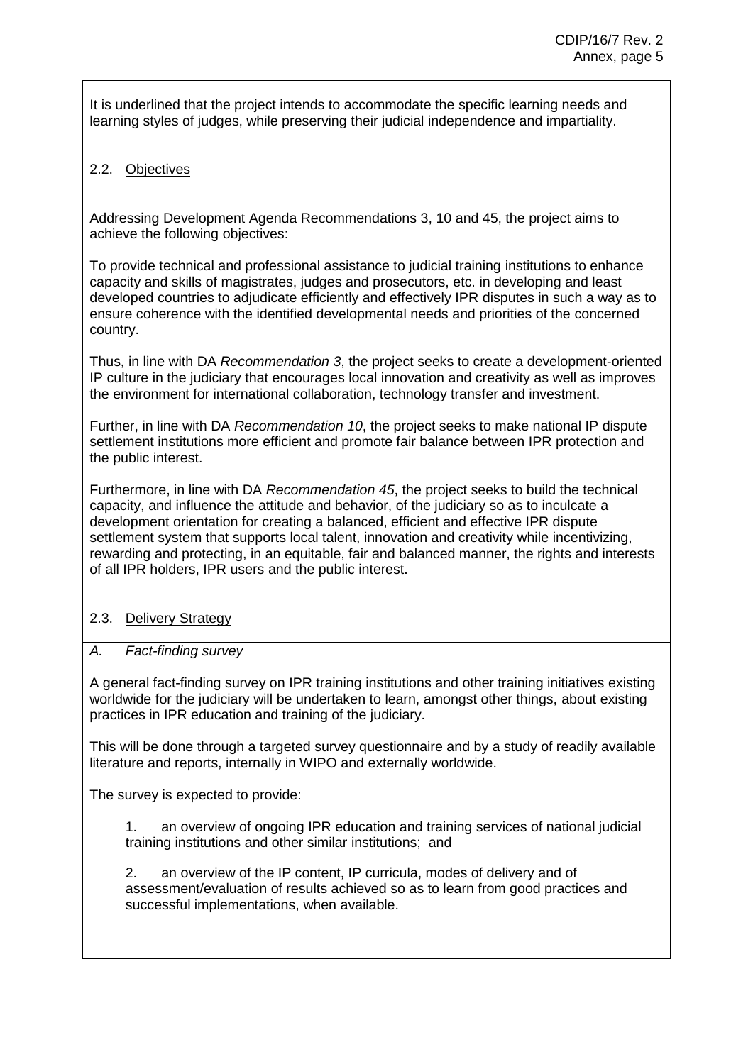It is underlined that the project intends to accommodate the specific learning needs and learning styles of judges, while preserving their judicial independence and impartiality.

## 2.2. Objectives

Addressing Development Agenda Recommendations 3, 10 and 45, the project aims to achieve the following objectives:

To provide technical and professional assistance to judicial training institutions to enhance capacity and skills of magistrates, judges and prosecutors, etc. in developing and least developed countries to adjudicate efficiently and effectively IPR disputes in such a way as to ensure coherence with the identified developmental needs and priorities of the concerned country.

Thus, in line with DA *Recommendation 3*, the project seeks to create a development-oriented IP culture in the judiciary that encourages local innovation and creativity as well as improves the environment for international collaboration, technology transfer and investment.

Further, in line with DA *Recommendation 10*, the project seeks to make national IP dispute settlement institutions more efficient and promote fair balance between IPR protection and the public interest.

Furthermore, in line with DA *Recommendation 45*, the project seeks to build the technical capacity, and influence the attitude and behavior, of the judiciary so as to inculcate a development orientation for creating a balanced, efficient and effective IPR dispute settlement system that supports local talent, innovation and creativity while incentivizing, rewarding and protecting, in an equitable, fair and balanced manner, the rights and interests of all IPR holders, IPR users and the public interest.

## 2.3. Delivery Strategy

### *A. Fact-finding survey*

A general fact-finding survey on IPR training institutions and other training initiatives existing worldwide for the judiciary will be undertaken to learn, amongst other things, about existing practices in IPR education and training of the judiciary.

This will be done through a targeted survey questionnaire and by a study of readily available literature and reports, internally in WIPO and externally worldwide.

The survey is expected to provide:

1. an overview of ongoing IPR education and training services of national judicial training institutions and other similar institutions; and

2. an overview of the IP content, IP curricula, modes of delivery and of assessment/evaluation of results achieved so as to learn from good practices and successful implementations, when available.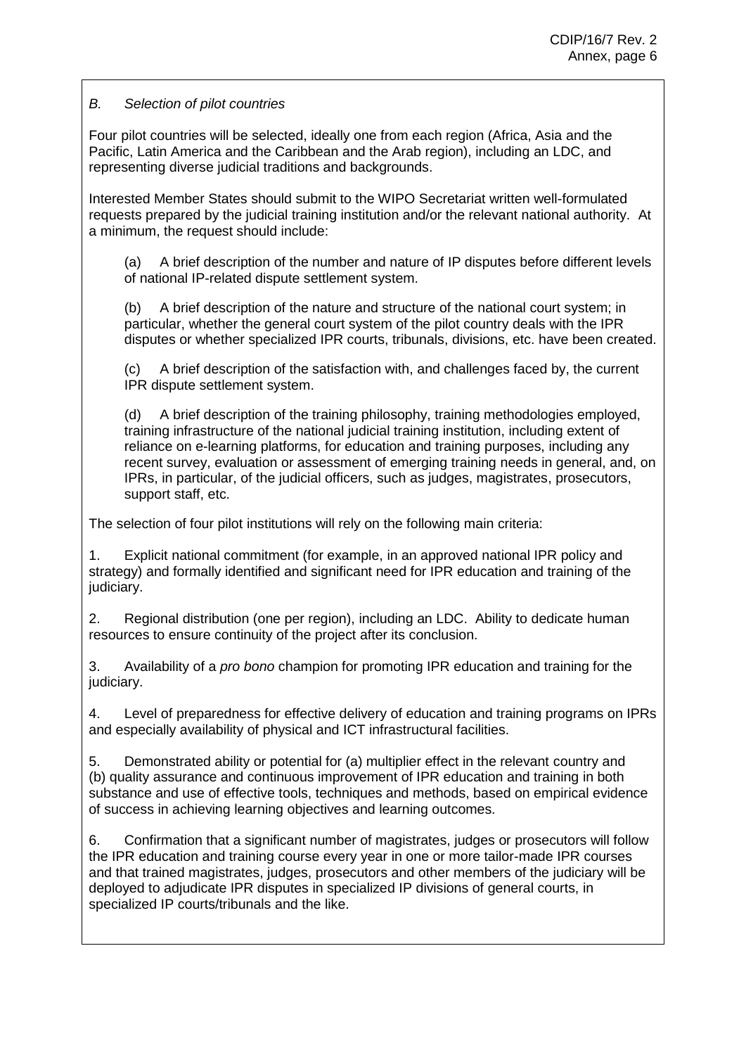*B. Selection of pilot countries*

Four pilot countries will be selected, ideally one from each region (Africa, Asia and the Pacific, Latin America and the Caribbean and the Arab region), including an LDC, and representing diverse judicial traditions and backgrounds.

Interested Member States should submit to the WIPO Secretariat written well-formulated requests prepared by the judicial training institution and/or the relevant national authority. At a minimum, the request should include:

(a) A brief description of the number and nature of IP disputes before different levels of national IP-related dispute settlement system.

(b) A brief description of the nature and structure of the national court system; in particular, whether the general court system of the pilot country deals with the IPR disputes or whether specialized IPR courts, tribunals, divisions, etc. have been created.

(c) A brief description of the satisfaction with, and challenges faced by, the current IPR dispute settlement system.

(d) A brief description of the training philosophy, training methodologies employed, training infrastructure of the national judicial training institution, including extent of reliance on e-learning platforms, for education and training purposes, including any recent survey, evaluation or assessment of emerging training needs in general, and, on IPRs, in particular, of the judicial officers, such as judges, magistrates, prosecutors, support staff, etc.

The selection of four pilot institutions will rely on the following main criteria:

1. Explicit national commitment (for example, in an approved national IPR policy and strategy) and formally identified and significant need for IPR education and training of the judiciary.

2. Regional distribution (one per region), including an LDC. Ability to dedicate human resources to ensure continuity of the project after its conclusion.

3. Availability of a *pro bono* champion for promoting IPR education and training for the judiciary.

4. Level of preparedness for effective delivery of education and training programs on IPRs and especially availability of physical and ICT infrastructural facilities.

5. Demonstrated ability or potential for (a) multiplier effect in the relevant country and (b) quality assurance and continuous improvement of IPR education and training in both substance and use of effective tools, techniques and methods, based on empirical evidence of success in achieving learning objectives and learning outcomes.

6. Confirmation that a significant number of magistrates, judges or prosecutors will follow the IPR education and training course every year in one or more tailor-made IPR courses and that trained magistrates, judges, prosecutors and other members of the judiciary will be deployed to adjudicate IPR disputes in specialized IP divisions of general courts, in specialized IP courts/tribunals and the like.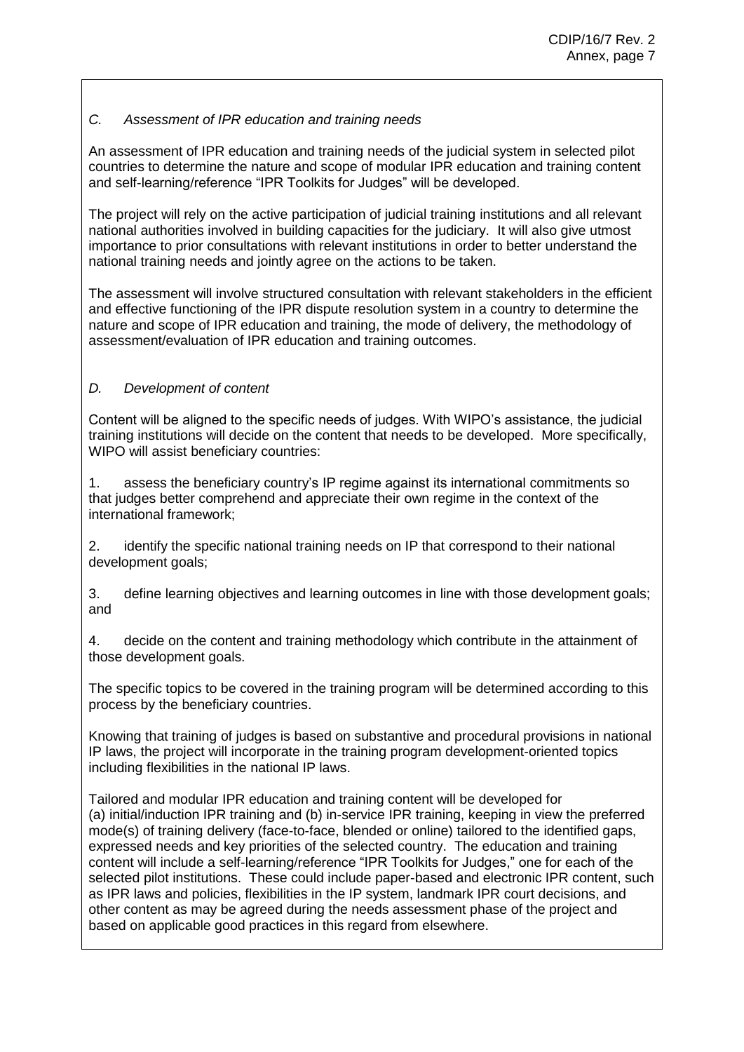### *C. Assessment of IPR education and training needs*

An assessment of IPR education and training needs of the judicial system in selected pilot countries to determine the nature and scope of modular IPR education and training content and self-learning/reference "IPR Toolkits for Judges" will be developed.

The project will rely on the active participation of judicial training institutions and all relevant national authorities involved in building capacities for the judiciary. It will also give utmost importance to prior consultations with relevant institutions in order to better understand the national training needs and jointly agree on the actions to be taken.

The assessment will involve structured consultation with relevant stakeholders in the efficient and effective functioning of the IPR dispute resolution system in a country to determine the nature and scope of IPR education and training, the mode of delivery, the methodology of assessment/evaluation of IPR education and training outcomes.

### *D. Development of content*

Content will be aligned to the specific needs of judges. With WIPO's assistance, the judicial training institutions will decide on the content that needs to be developed. More specifically, WIPO will assist beneficiary countries:

1. assess the beneficiary country's IP regime against its international commitments so that judges better comprehend and appreciate their own regime in the context of the international framework;

2. identify the specific national training needs on IP that correspond to their national development goals;

3. define learning objectives and learning outcomes in line with those development goals; and

4. decide on the content and training methodology which contribute in the attainment of those development goals.

The specific topics to be covered in the training program will be determined according to this process by the beneficiary countries.

Knowing that training of judges is based on substantive and procedural provisions in national IP laws, the project will incorporate in the training program development-oriented topics including flexibilities in the national IP laws.

Tailored and modular IPR education and training content will be developed for (a) initial/induction IPR training and (b) in-service IPR training, keeping in view the preferred mode(s) of training delivery (face-to-face, blended or online) tailored to the identified gaps, expressed needs and key priorities of the selected country. The education and training content will include a self-learning/reference "IPR Toolkits for Judges," one for each of the selected pilot institutions. These could include paper-based and electronic IPR content, such as IPR laws and policies, flexibilities in the IP system, landmark IPR court decisions, and other content as may be agreed during the needs assessment phase of the project and based on applicable good practices in this regard from elsewhere.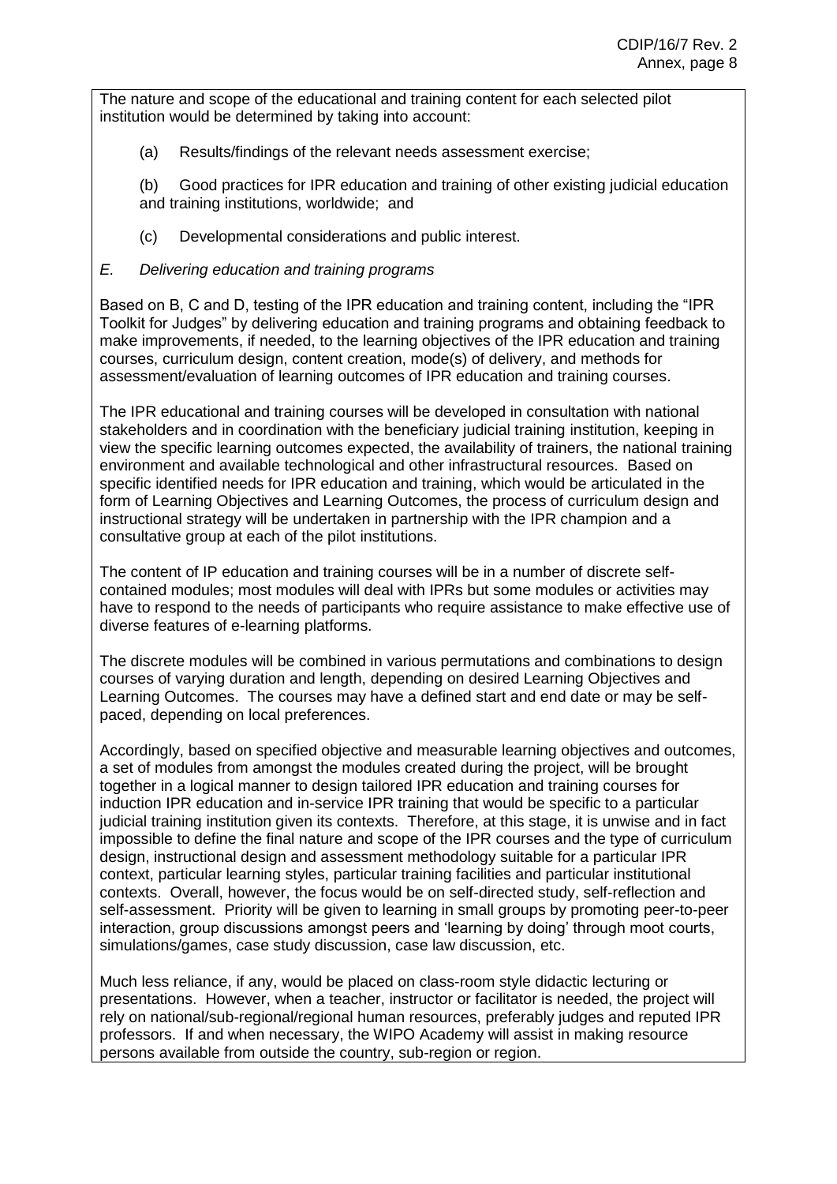The nature and scope of the educational and training content for each selected pilot institution would be determined by taking into account:

(a) Results/findings of the relevant needs assessment exercise;

(b) Good practices for IPR education and training of other existing judicial education and training institutions, worldwide; and

(c) Developmental considerations and public interest.

*E. Delivering education and training programs*

Based on B, C and D, testing of the IPR education and training content, including the "IPR Toolkit for Judges" by delivering education and training programs and obtaining feedback to make improvements, if needed, to the learning objectives of the IPR education and training courses, curriculum design, content creation, mode(s) of delivery, and methods for assessment/evaluation of learning outcomes of IPR education and training courses.

The IPR educational and training courses will be developed in consultation with national stakeholders and in coordination with the beneficiary judicial training institution, keeping in view the specific learning outcomes expected, the availability of trainers, the national training environment and available technological and other infrastructural resources. Based on specific identified needs for IPR education and training, which would be articulated in the form of Learning Objectives and Learning Outcomes, the process of curriculum design and instructional strategy will be undertaken in partnership with the IPR champion and a consultative group at each of the pilot institutions.

The content of IP education and training courses will be in a number of discrete self-contained modules; most modules will deal with IPRs but some modules or activities may have to respond to the needs of participants who require assistance to make effective use of diverse features of e-learning platforms.

The discrete modules will be combined in various permutations and combinations to design courses of varying duration and length, depending on desired Learning Objectives and Learning Outcomes. The courses may have a defined start and end date or may be self-paced, depending on local preferences.

Accordingly, based on specified objective and measurable learning objectives and outcomes, a set of modules from amongst the modules created during the project, will be brought together in a logical manner to design tailored IPR education and training courses for induction IPR education and in-service IPR training that would be specific to a particular judicial training institution given its contexts. Therefore, at this stage, it is unwise and in fact impossible to define the final nature and scope of the IPR courses and the type of curriculum design, instructional design and assessment methodology suitable for a particular IPR context, particular learning styles, particular training facilities and particular institutional contexts. Overall, however, the focus would be on self-directed study, self-reflection and self-assessment. Priority will be given to learning in small groups by promoting peer-to-peer interaction, group discussions amongst peers and 'learning by doing' through moot courts, simulations/games, case study discussion, case law discussion, etc.

Much less reliance, if any, would be placed on class-room style didactic lecturing or presentations. However, when a teacher, instructor or facilitator is needed, the project will rely on national/sub-regional/regional human resources, preferably judges and reputed IPR professors. If and when necessary, the WIPO Academy will assist in making resource persons available from outside the country, sub-region or region.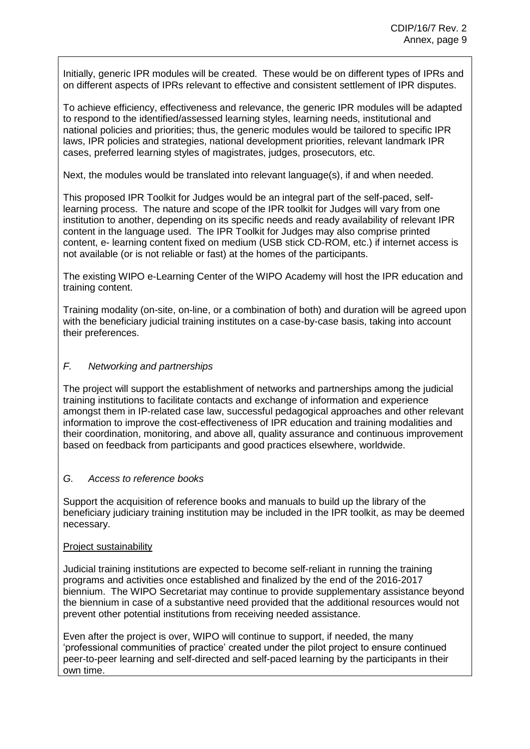Initially, generic IPR modules will be created. These would be on different types of IPRs and on different aspects of IPRs relevant to effective and consistent settlement of IPR disputes.

To achieve efficiency, effectiveness and relevance, the generic IPR modules will be adapted to respond to the identified/assessed learning styles, learning needs, institutional and national policies and priorities; thus, the generic modules would be tailored to specific IPR laws, IPR policies and strategies, national development priorities, relevant landmark IPR cases, preferred learning styles of magistrates, judges, prosecutors, etc.

Next, the modules would be translated into relevant language(s), if and when needed.

This proposed IPR Toolkit for Judges would be an integral part of the self-paced, self-learning process. The nature and scope of the IPR toolkit for Judges will vary from one institution to another, depending on its specific needs and ready availability of relevant IPR content in the language used. The IPR Toolkit for Judges may also comprise printed content, e- learning content fixed on medium (USB stick CD-ROM, etc.) if internet access is not available (or is not reliable or fast) at the homes of the participants.

The existing WIPO e-Learning Center of the WIPO Academy will host the IPR education and training content.

Training modality (on-site, on-line, or a combination of both) and duration will be agreed upon with the beneficiary judicial training institutes on a case-by-case basis, taking into account their preferences.

### *F. Networking and partnerships*

The project will support the establishment of networks and partnerships among the judicial training institutions to facilitate contacts and exchange of information and experience amongst them in IP-related case law, successful pedagogical approaches and other relevant information to improve the cost-effectiveness of IPR education and training modalities and their coordination, monitoring, and above all, quality assurance and continuous improvement based on feedback from participants and good practices elsewhere, worldwide.

### *G. Access to reference books*

Support the acquisition of reference books and manuals to build up the library of the beneficiary judiciary training institution may be included in the IPR toolkit, as may be deemed necessary.

Project sustainability

Judicial training institutions are expected to become self-reliant in running the training programs and activities once established and finalized by the end of the 2016-2017 biennium. The WIPO Secretariat may continue to provide supplementary assistance beyond the biennium in case of a substantive need provided that the additional resources would not prevent other potential institutions from receiving needed assistance.

Even after the project is over, WIPO will continue to support, if needed, the many 'professional communities of practice' created under the pilot project to ensure continued peer-to-peer learning and self-directed and self-paced learning by the participants in their own time.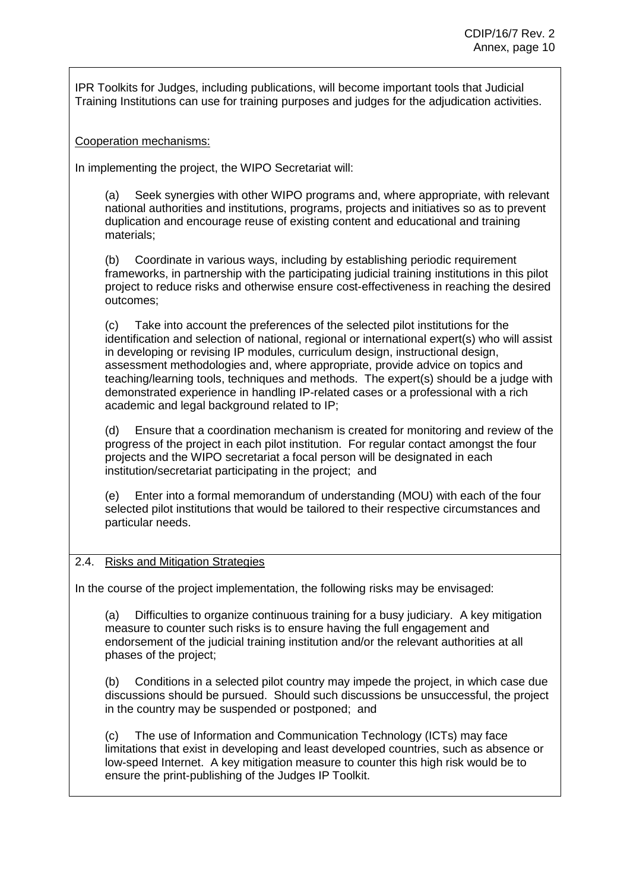IPR Toolkits for Judges, including publications, will become important tools that Judicial Training Institutions can use for training purposes and judges for the adjudication activities.

Cooperation mechanisms:

In implementing the project, the WIPO Secretariat will:

(a) Seek synergies with other WIPO programs and, where appropriate, with relevant national authorities and institutions, programs, projects and initiatives so as to prevent duplication and encourage reuse of existing content and educational and training materials;

(b) Coordinate in various ways, including by establishing periodic requirement frameworks, in partnership with the participating judicial training institutions in this pilot project to reduce risks and otherwise ensure cost-effectiveness in reaching the desired outcomes;

(c) Take into account the preferences of the selected pilot institutions for the identification and selection of national, regional or international expert(s) who will assist in developing or revising IP modules, curriculum design, instructional design, assessment methodologies and, where appropriate, provide advice on topics and teaching/learning tools, techniques and methods. The expert(s) should be a judge with demonstrated experience in handling IP-related cases or a professional with a rich academic and legal background related to IP;

(d) Ensure that a coordination mechanism is created for monitoring and review of the progress of the project in each pilot institution. For regular contact amongst the four projects and the WIPO secretariat a focal person will be designated in each institution/secretariat participating in the project; and

(e) Enter into a formal memorandum of understanding (MOU) with each of the four selected pilot institutions that would be tailored to their respective circumstances and particular needs.

## 2.4. Risks and Mitigation Strategies

In the course of the project implementation, the following risks may be envisaged:

(a) Difficulties to organize continuous training for a busy judiciary. A key mitigation measure to counter such risks is to ensure having the full engagement and endorsement of the judicial training institution and/or the relevant authorities at all phases of the project;

(b) Conditions in a selected pilot country may impede the project, in which case due discussions should be pursued. Should such discussions be unsuccessful, the project in the country may be suspended or postponed; and

(c) The use of Information and Communication Technology (ICTs) may face limitations that exist in developing and least developed countries, such as absence or low-speed Internet. A key mitigation measure to counter this high risk would be to ensure the print-publishing of the Judges IP Toolkit.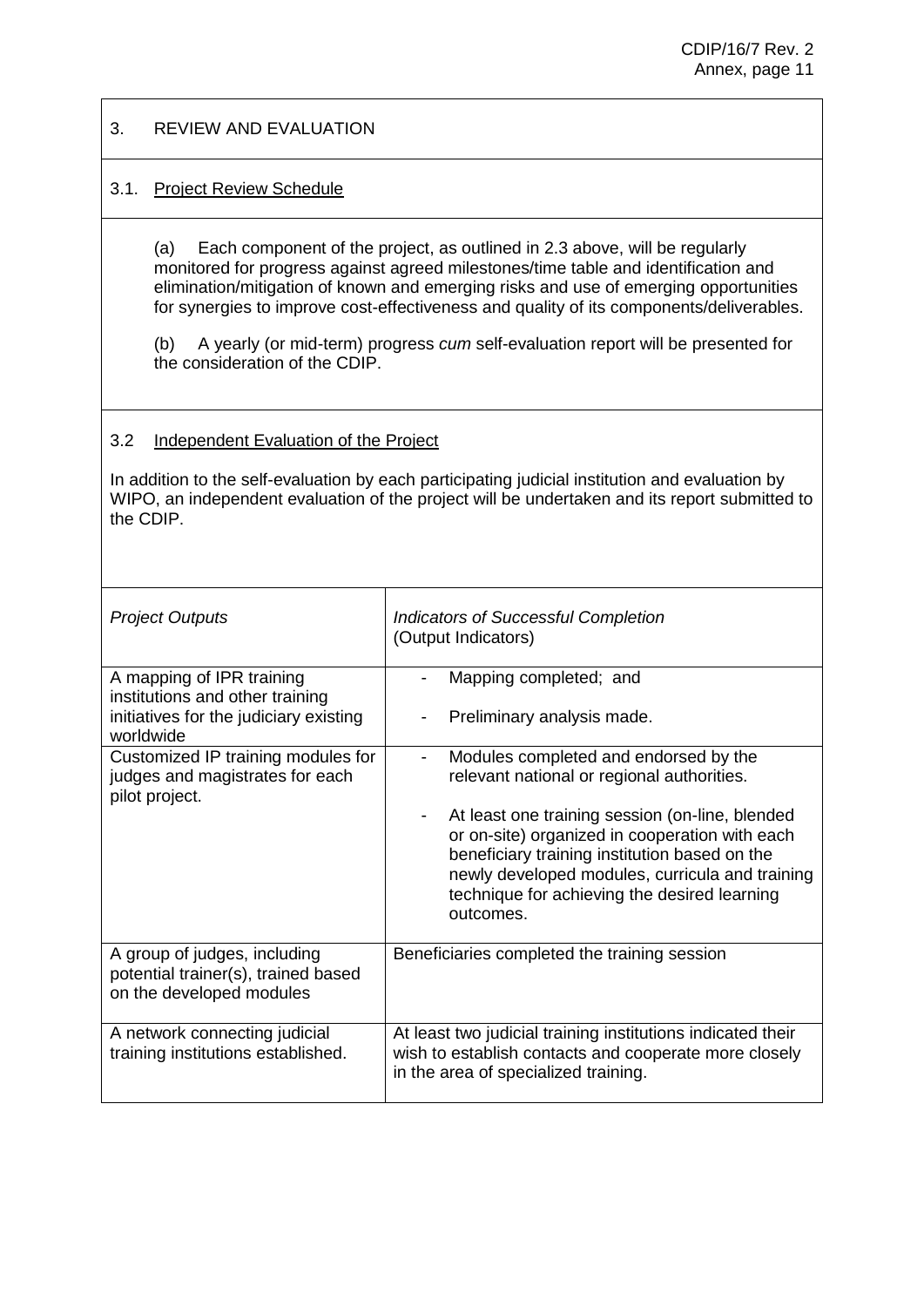## 3. REVIEW AND EVALUATION

### 3.1. Project Review Schedule

(a) Each component of the project, as outlined in 2.3 above, will be regularly monitored for progress against agreed milestones/time table and identification and elimination/mitigation of known and emerging risks and use of emerging opportunities for synergies to improve cost-effectiveness and quality of its components/deliverables.

(b) A yearly (or mid-term) progress *cum* self-evaluation report will be presented for the consideration of the CDIP.

### 3.2 Independent Evaluation of the Project

In addition to the self-evaluation by each participating judicial institution and evaluation by WIPO, an independent evaluation of the project will be undertaken and its report submitted to the CDIP.

| *Project Outputs* | *Indicators of Successful Completion* (Output Indicators) |
|---|---|
| A mapping of IPR training institutions and other training initiatives for the judiciary existing worldwide | - Mapping completed; and<br>- Preliminary analysis made. |
| Customized IP training modules for judges and magistrates for each pilot project. | - Modules completed and endorsed by the relevant national or regional authorities.<br>- At least one training session (on-line, blended or on-site) organized in cooperation with each beneficiary training institution based on the newly developed modules, curricula and training technique for achieving the desired learning outcomes. |
| A group of judges, including potential trainer(s), trained based on the developed modules | Beneficiaries completed the training session |
| A network connecting judicial training institutions established. | At least two judicial training institutions indicated their wish to establish contacts and cooperate more closely in the area of specialized training. |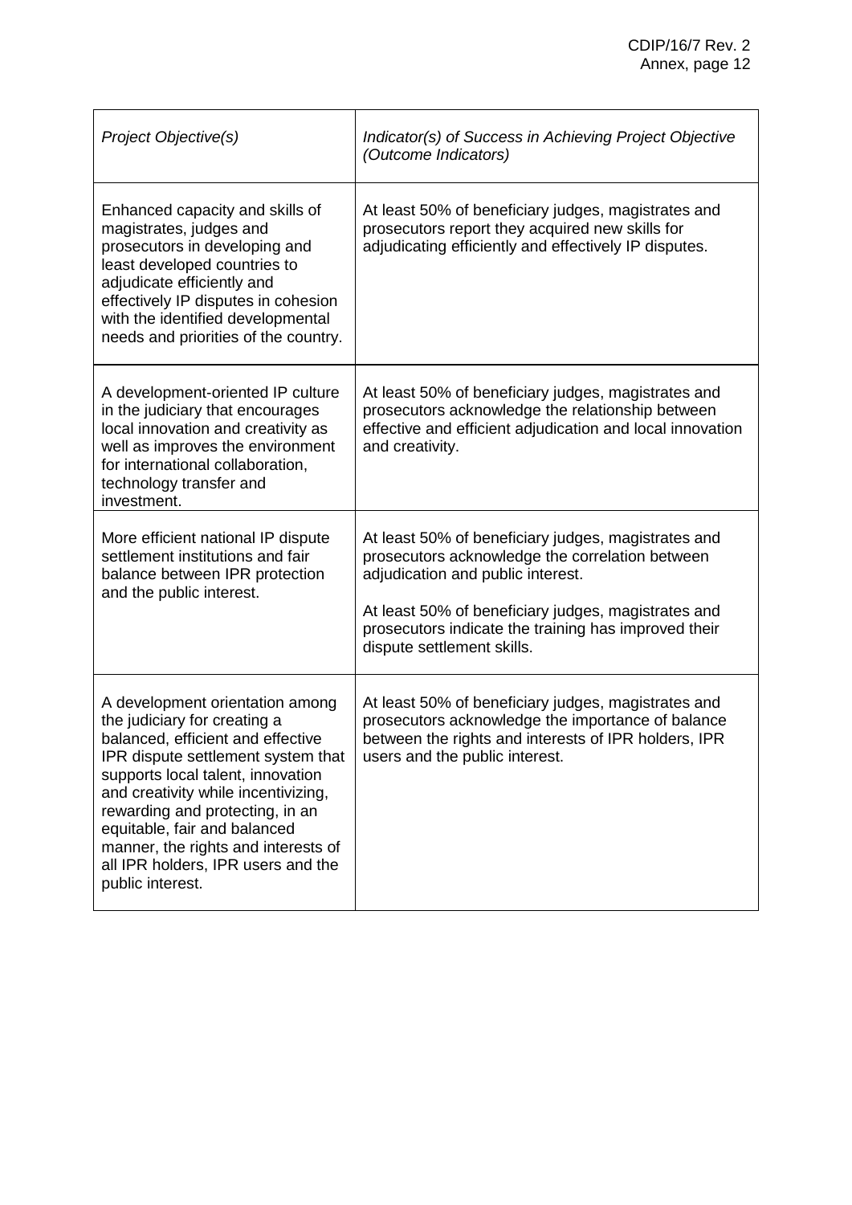| *Project Objective(s)* | *Indicator(s) of Success in Achieving Project Objective (Outcome Indicators)* |
|---|---|
| Enhanced capacity and skills of magistrates, judges and prosecutors in developing and least developed countries to adjudicate efficiently and effectively IP disputes in cohesion with the identified developmental needs and priorities of the country. | At least 50% of beneficiary judges, magistrates and prosecutors report they acquired new skills for adjudicating efficiently and effectively IP disputes. |
| A development-oriented IP culture in the judiciary that encourages local innovation and creativity as well as improves the environment for international collaboration, technology transfer and investment. | At least 50% of beneficiary judges, magistrates and prosecutors acknowledge the relationship between effective and efficient adjudication and local innovation and creativity. |
| More efficient national IP dispute settlement institutions and fair balance between IPR protection and the public interest. | At least 50% of beneficiary judges, magistrates and prosecutors acknowledge the correlation between adjudication and public interest.<br><br>At least 50% of beneficiary judges, magistrates and prosecutors indicate the training has improved their dispute settlement skills. |
| A development orientation among the judiciary for creating a balanced, efficient and effective IPR dispute settlement system that supports local talent, innovation and creativity while incentivizing, rewarding and protecting, in an equitable, fair and balanced manner, the rights and interests of all IPR holders, IPR users and the public interest. | At least 50% of beneficiary judges, magistrates and prosecutors acknowledge the importance of balance between the rights and interests of IPR holders, IPR users and the public interest. |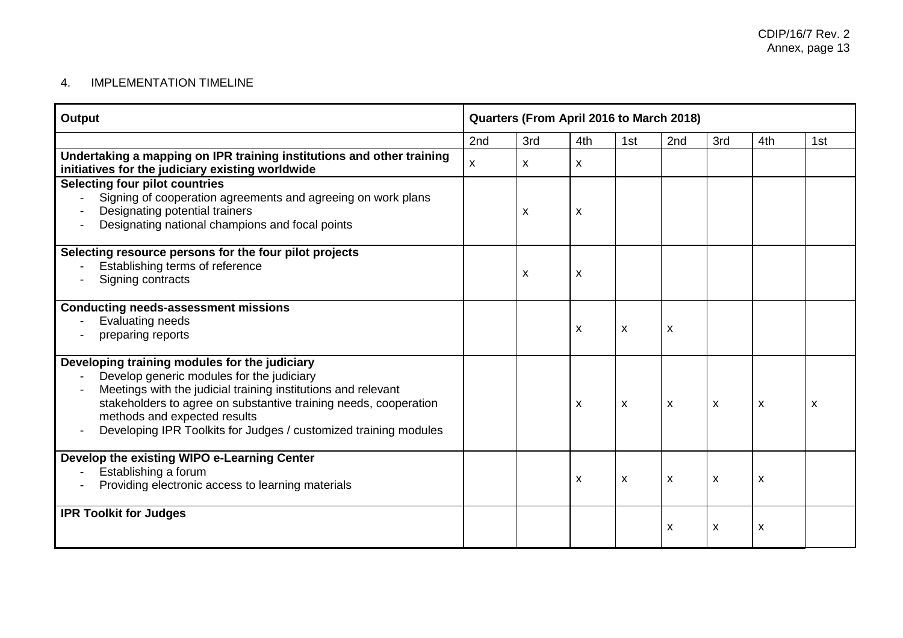4. IMPLEMENTATION TIMELINE

| Output | Quarters (From April 2016 to March 2018) | | | | | | | |
|---|---|---|---|---|---|---|---|---|
| | 2nd | 3rd | 4th | 1st | 2nd | 3rd | 4th | 1st |
| **Undertaking a mapping on IPR training institutions and other training initiatives for the judiciary existing worldwide** | x | x | x | | | | | |
| **Selecting four pilot countries**<br>- Signing of cooperation agreements and agreeing on work plans<br>- Designating potential trainers<br>- Designating national champions and focal points | | x | x | | | | | |
| **Selecting resource persons for the four pilot projects**<br>- Establishing terms of reference<br>- Signing contracts | | x | x | | | | | |
| **Conducting needs-assessment missions**<br>- Evaluating needs<br>- preparing reports | | | x | x | x | | | |
| **Developing training modules for the judiciary**<br>- Develop generic modules for the judiciary<br>- Meetings with the judicial training institutions and relevant stakeholders to agree on substantive training needs, cooperation methods and expected results<br>- Developing IPR Toolkits for Judges / customized training modules | | | x | x | x | x | x | x |
| **Develop the existing WIPO e-Learning Center**<br>- Establishing a forum<br>- Providing electronic access to learning materials | | | x | x | x | x | x | |
| **IPR Toolkit for Judges** | | | | | x | x | x | |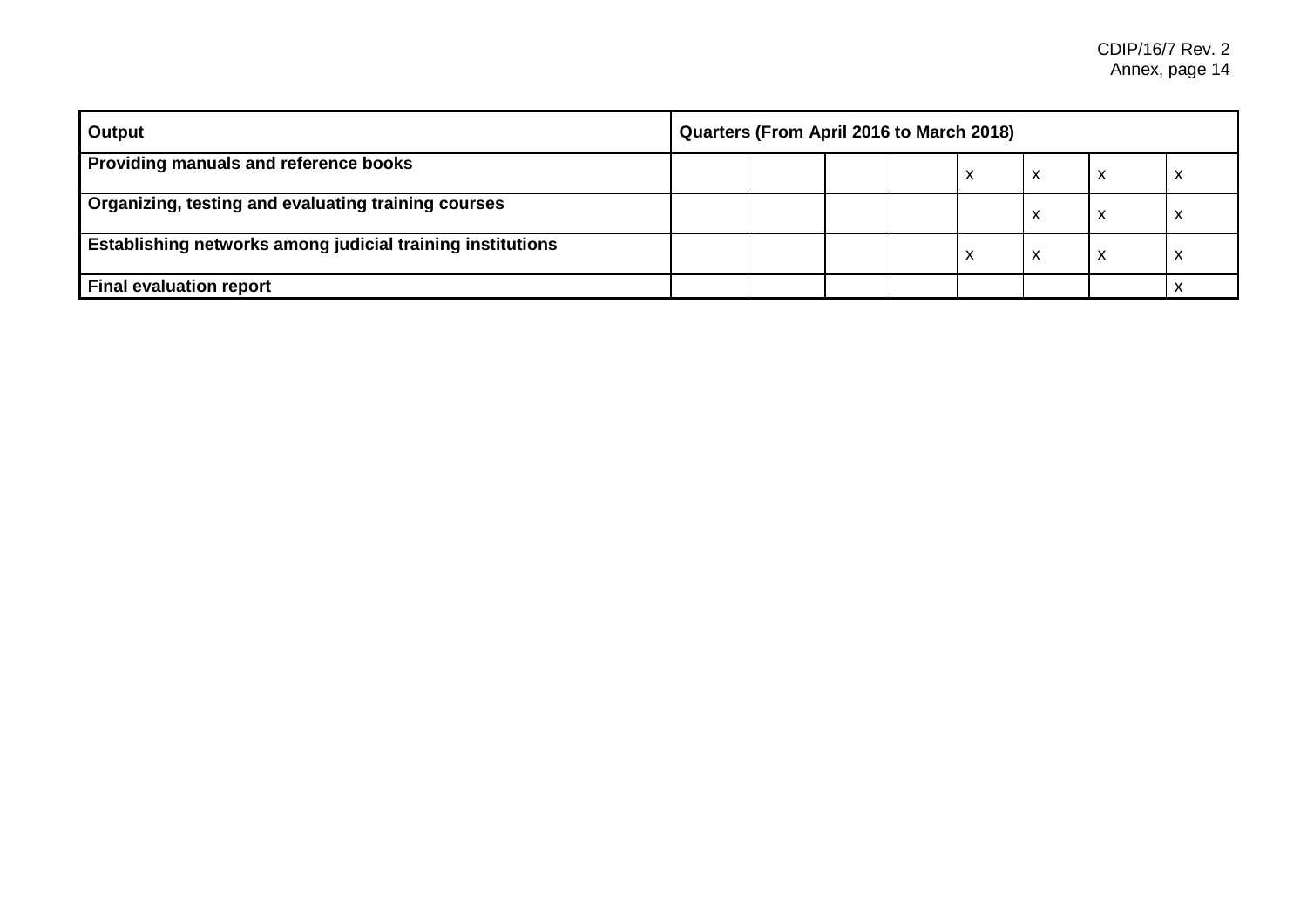| Output | Quarters (From April 2016 to March 2018) | | | | | | | |
|---|---|---|---|---|---|---|---|---|
| **Providing manuals and reference books** | | | | | x | x | x | x |
| **Organizing, testing and evaluating training courses** | | | | | | x | x | x |
| **Establishing networks among judicial training institutions** | | | | | x | x | x | x |
| **Final evaluation report** | | | | | | | | x |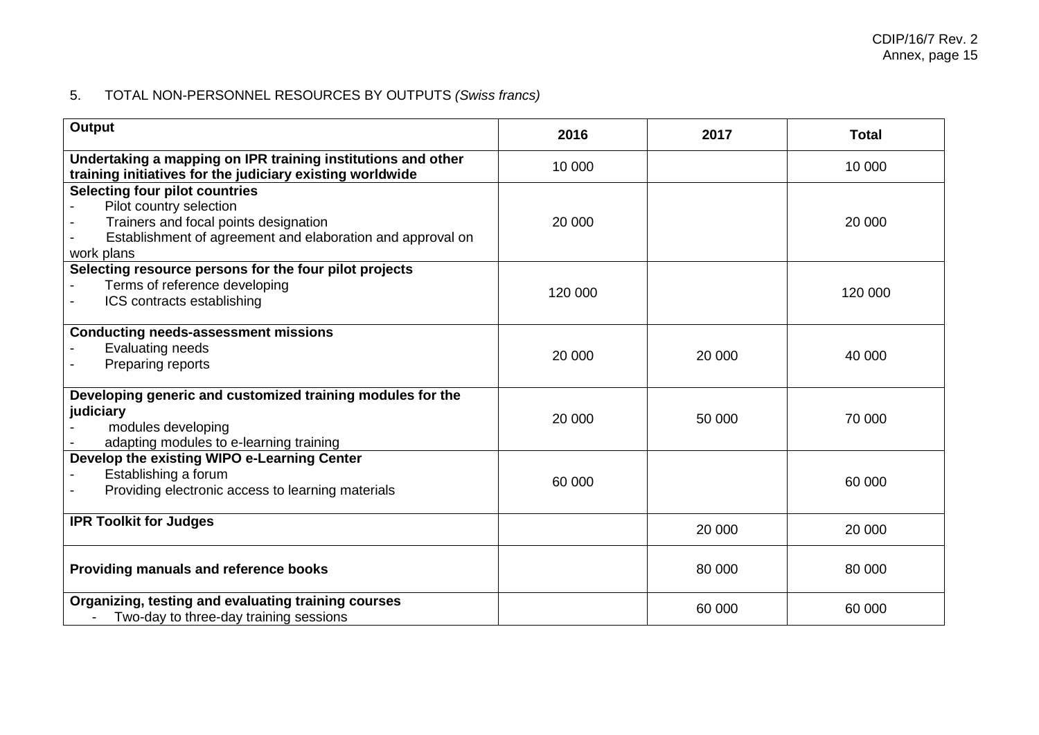5. TOTAL NON-PERSONNEL RESOURCES BY OUTPUTS *(Swiss francs)*

| Output | 2016 | 2017 | Total |
|---|---|---|---|
| **Undertaking a mapping on IPR training institutions and other training initiatives for the judiciary existing worldwide** | 10 000 | | 10 000 |
| **Selecting four pilot countries**<br>- Pilot country selection<br>- Trainers and focal points designation<br>- Establishment of agreement and elaboration and approval on work plans | 20 000 | | 20 000 |
| **Selecting resource persons for the four pilot projects**<br>- Terms of reference developing<br>- ICS contracts establishing | 120 000 | | 120 000 |
| **Conducting needs-assessment missions**<br>- Evaluating needs<br>- Preparing reports | 20 000 | 20 000 | 40 000 |
| **Developing generic and customized training modules for the judiciary**<br>- modules developing<br>- adapting modules to e-learning training | 20 000 | 50 000 | 70 000 |
| **Develop the existing WIPO e-Learning Center**<br>- Establishing a forum<br>- Providing electronic access to learning materials | 60 000 | | 60 000 |
| **IPR Toolkit for Judges** | | 20 000 | 20 000 |
| **Providing manuals and reference books** | | 80 000 | 80 000 |
| **Organizing, testing and evaluating training courses**<br>- Two-day to three-day training sessions | | 60 000 | 60 000 |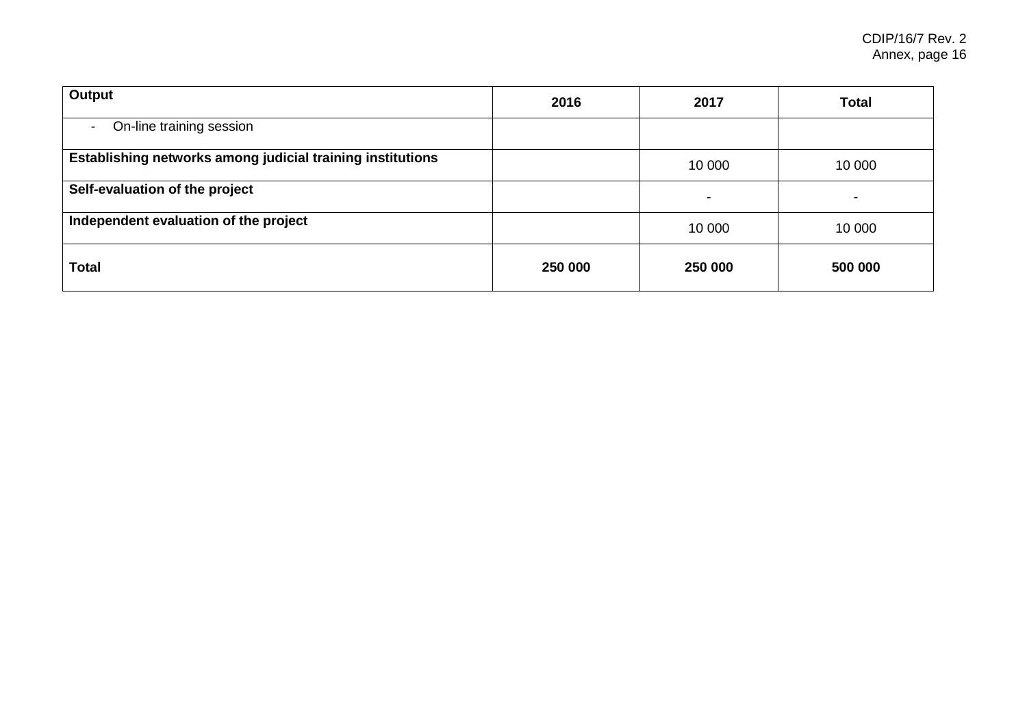| **Output** | **2016** | **2017** | **Total** |
|---|---|---|---|
| - On-line training session | | | |
| **Establishing networks among judicial training institutions** | | 10 000 | 10 000 |
| **Self-evaluation of the project** | | - | - |
| **Independent evaluation of the project** | | 10 000 | 10 000 |
| **Total** | **250 000** | **250 000** | **500 000** |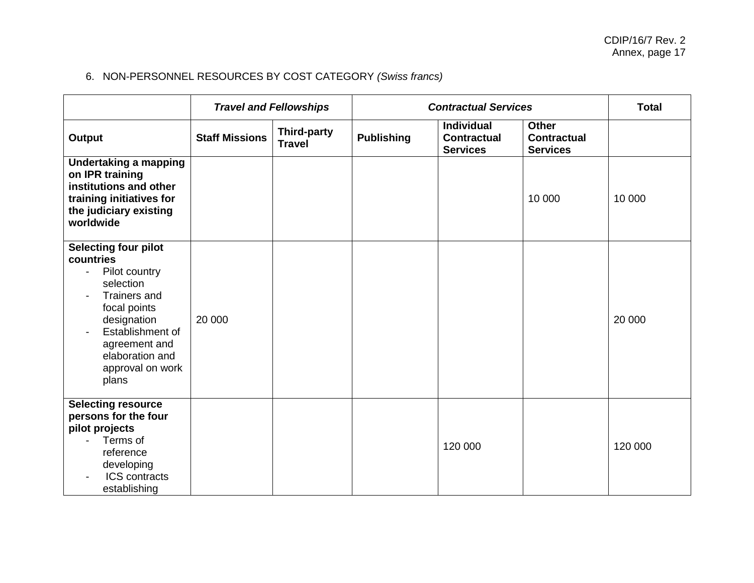6. NON-PERSONNEL RESOURCES BY COST CATEGORY *(Swiss francs)*

| | ***Travel and Fellowships*** | | ***Contractual Services*** | | | **Total** |
|---|---|---|---|---|---|---|
| **Output** | **Staff Missions** | **Third-party Travel** | **Publishing** | **Individual Contractual Services** | **Other Contractual Services** | |
| **Undertaking a mapping on IPR training institutions and other training initiatives for the judiciary existing worldwide** | | | | | 10 000 | 10 000 |
| **Selecting four pilot countries** <br> - Pilot country selection <br> - Trainers and focal points designation <br> - Establishment of agreement and elaboration and approval on work plans | 20 000 | | | | | 20 000 |
| **Selecting resource persons for the four pilot projects** <br> - Terms of reference developing <br> - ICS contracts establishing | | | | 120 000 | | 120 000 |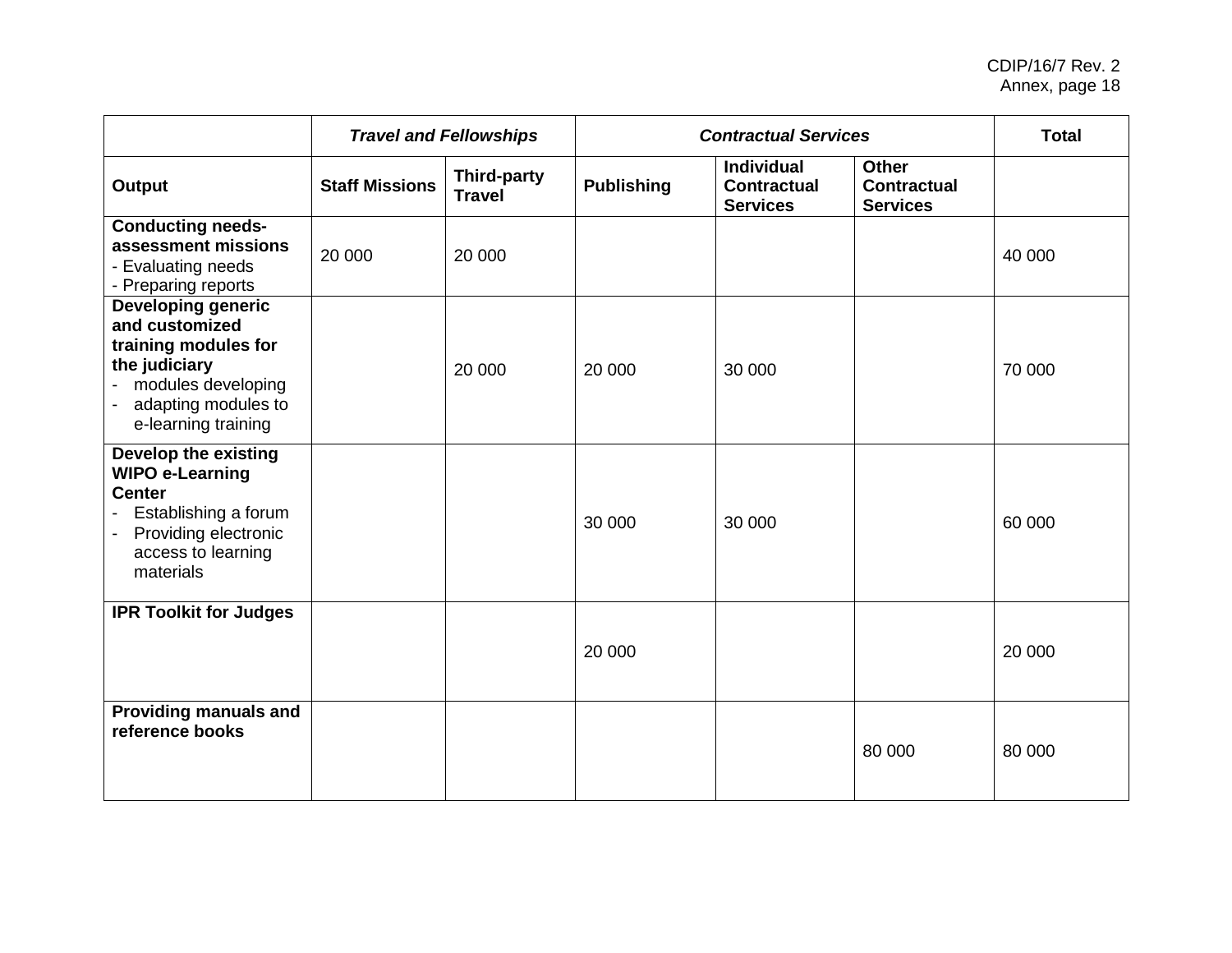| | *Travel and Fellowships* | | *Contractual Services* | | | Total |
|---|---|---|---|---|---|---|
| **Output** | **Staff Missions** | **Third-party Travel** | **Publishing** | **Individual Contractual Services** | **Other Contractual Services** | |
| **Conducting needs-assessment missions**<br>- Evaluating needs<br>- Preparing reports | 20 000 | 20 000 | | | | 40 000 |
| **Developing generic and customized training modules for the judiciary**<br>- modules developing<br>- adapting modules to e-learning training | | 20 000 | 20 000 | 30 000 | | 70 000 |
| **Develop the existing WIPO e-Learning Center**<br>- Establishing a forum<br>- Providing electronic access to learning materials | | | 30 000 | 30 000 | | 60 000 |
| **IPR Toolkit for Judges** | | | 20 000 | | | 20 000 |
| **Providing manuals and reference books** | | | | | 80 000 | 80 000 |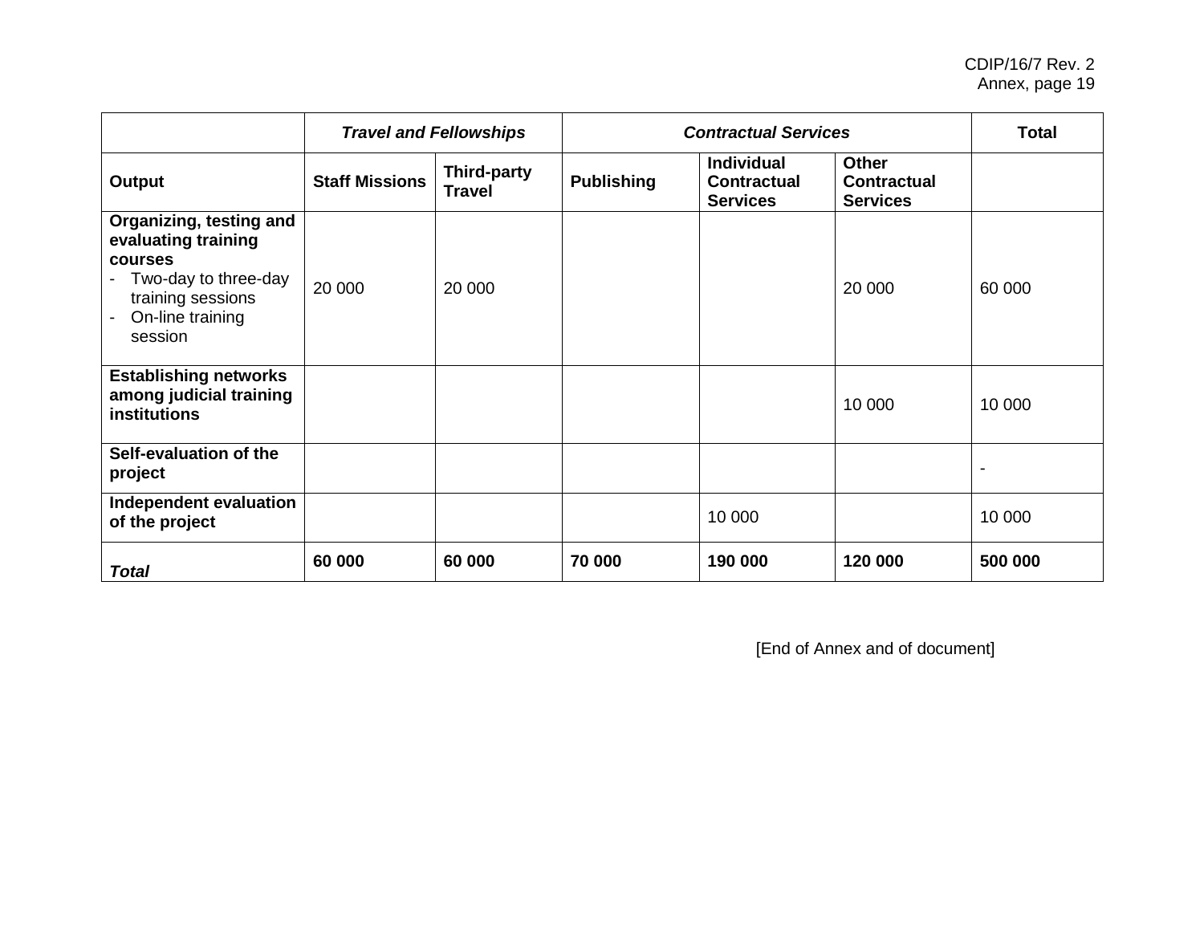| | *Travel and Fellowships* | | *Contractual Services* | | | **Total** |
|---|---|---|---|---|---|---|
| **Output** | **Staff Missions** | **Third-party Travel** | **Publishing** | **Individual Contractual Services** | **Other Contractual Services** | |
| **Organizing, testing and evaluating training courses**<br>- Two-day to three-day training sessions<br>- On-line training session | 20 000 | 20 000 | | | 20 000 | 60 000 |
| **Establishing networks among judicial training institutions** | | | | | 10 000 | 10 000 |
| **Self-evaluation of the project** | | | | | | - |
| **Independent evaluation of the project** | | | | 10 000 | | 10 000 |
| ***Total*** | **60 000** | **60 000** | **70 000** | **190 000** | **120 000** | **500 000** |

[End of Annex and of document]